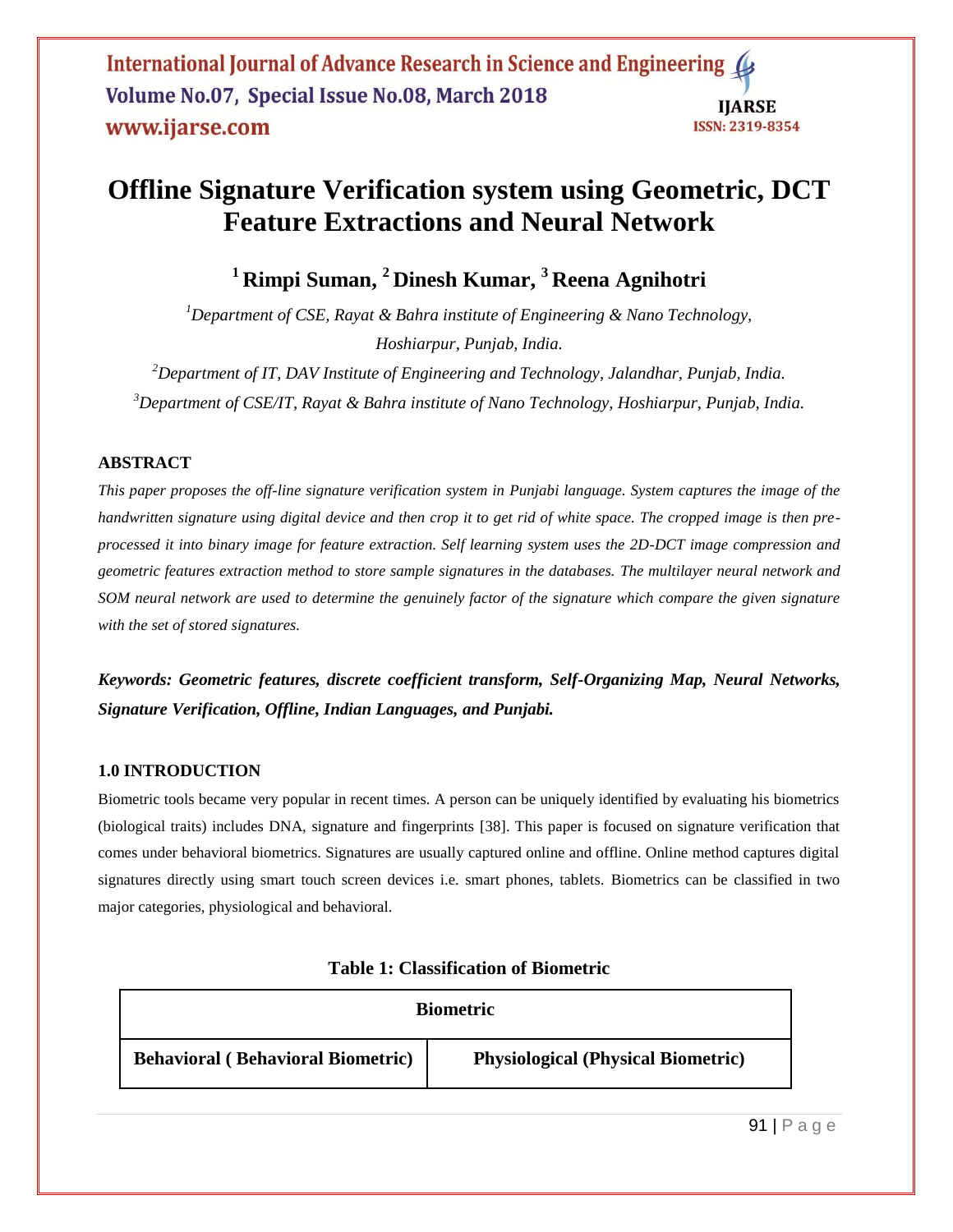# Offline Signature Verification system using Geometric, DCT Feature Extractions and Neural Network

**[1] Rimpi Suman, [2] Dinesh Kumar, [3] Reena Agnihotri**

*[1]Department of CSE, Rayat & Bahra institute of Engineering & Nano Technology, Hoshiarpur, Punjab, India.*

*[2]Department of IT, DAV Institute of Engineering and Technology, Jalandhar, Punjab, India.*

*[3]Department of CSE/IT, Rayat & Bahra institute of Nano Technology, Hoshiarpur, Punjab, India.*

## ABSTRACT

*This paper proposes the off-line signature verification system in Punjabi language. System captures the image of the handwritten signature using digital device and then crop it to get rid of white space. The cropped image is then pre-processed it into binary image for feature extraction. Self learning system uses the 2D-DCT image compression and geometric features extraction method to store sample signatures in the databases. The multilayer neural network and SOM neural network are used to determine the genuinely factor of the signature which compare the given signature with the set of stored signatures.*

***Keywords: Geometric features, discrete coefficient transform, Self-Organizing Map, Neural Networks, Signature Verification, Offline, Indian Languages, and Punjabi.***

## 1.0 INTRODUCTION

Biometric tools became very popular in recent times. A person can be uniquely identified by evaluating his biometrics (biological traits) includes DNA, signature and fingerprints [38]. This paper is focused on signature verification that comes under behavioral biometrics. Signatures are usually captured online and offline. Online method captures digital signatures directly using smart touch screen devices i.e. smart phones, tablets. Biometrics can be classified in two major categories, physiological and behavioral.

**Table 1: Classification of Biometric**

| Biometric | |
|---|---|
| **Behavioral ( Behavioral Biometric)** | **Physiological (Physical Biometric)** |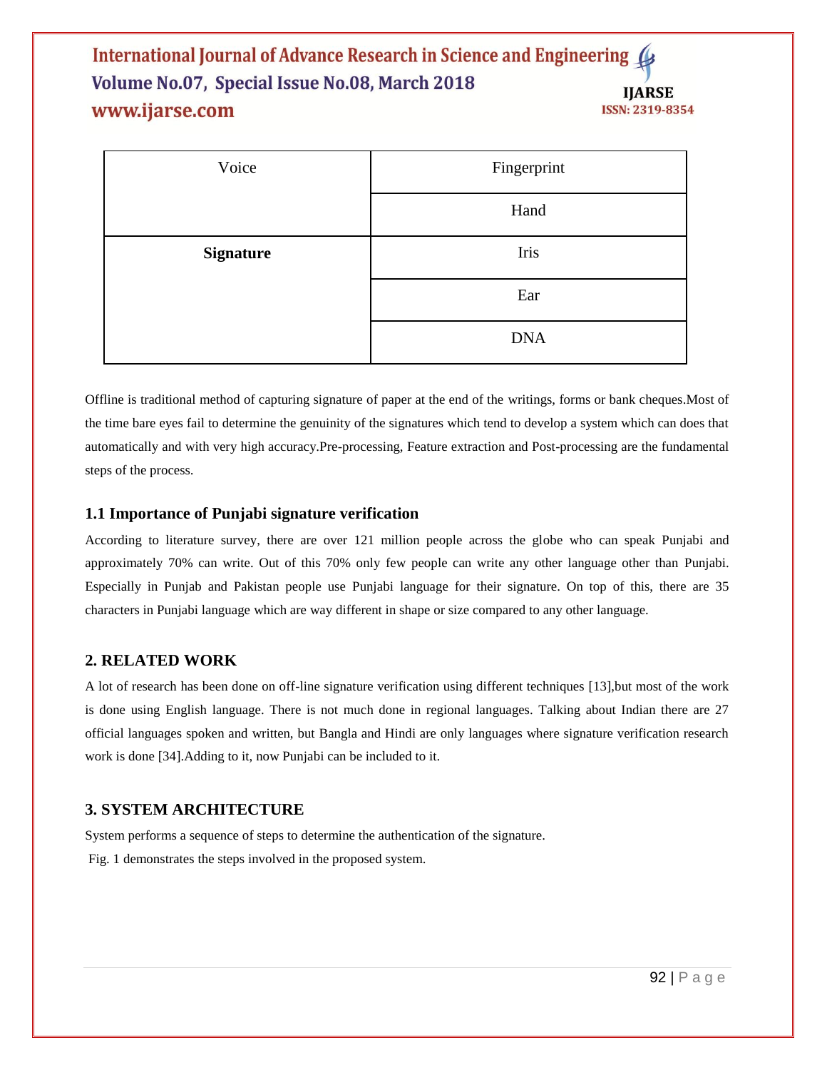| Voice | Fingerprint |
| --- | --- |
| | Hand |
| **Signature** | Iris |
| | Ear |
| | DNA |

Offline is traditional method of capturing signature of paper at the end of the writings, forms or bank cheques.Most of the time bare eyes fail to determine the genuinity of the signatures which tend to develop a system which can does that automatically and with very high accuracy.Pre-processing, Feature extraction and Post-processing are the fundamental steps of the process.

### 1.1 Importance of Punjabi signature verification

According to literature survey, there are over 121 million people across the globe who can speak Punjabi and approximately 70% can write. Out of this 70% only few people can write any other language other than Punjabi. Especially in Punjab and Pakistan people use Punjabi language for their signature. On top of this, there are 35 characters in Punjabi language which are way different in shape or size compared to any other language.

## 2. RELATED WORK

A lot of research has been done on off-line signature verification using different techniques [13],but most of the work is done using English language. There is not much done in regional languages. Talking about Indian there are 27 official languages spoken and written, but Bangla and Hindi are only languages where signature verification research work is done [34].Adding to it, now Punjabi can be included to it.

## 3. SYSTEM ARCHITECTURE

System performs a sequence of steps to determine the authentication of the signature.

Fig. 1 demonstrates the steps involved in the proposed system.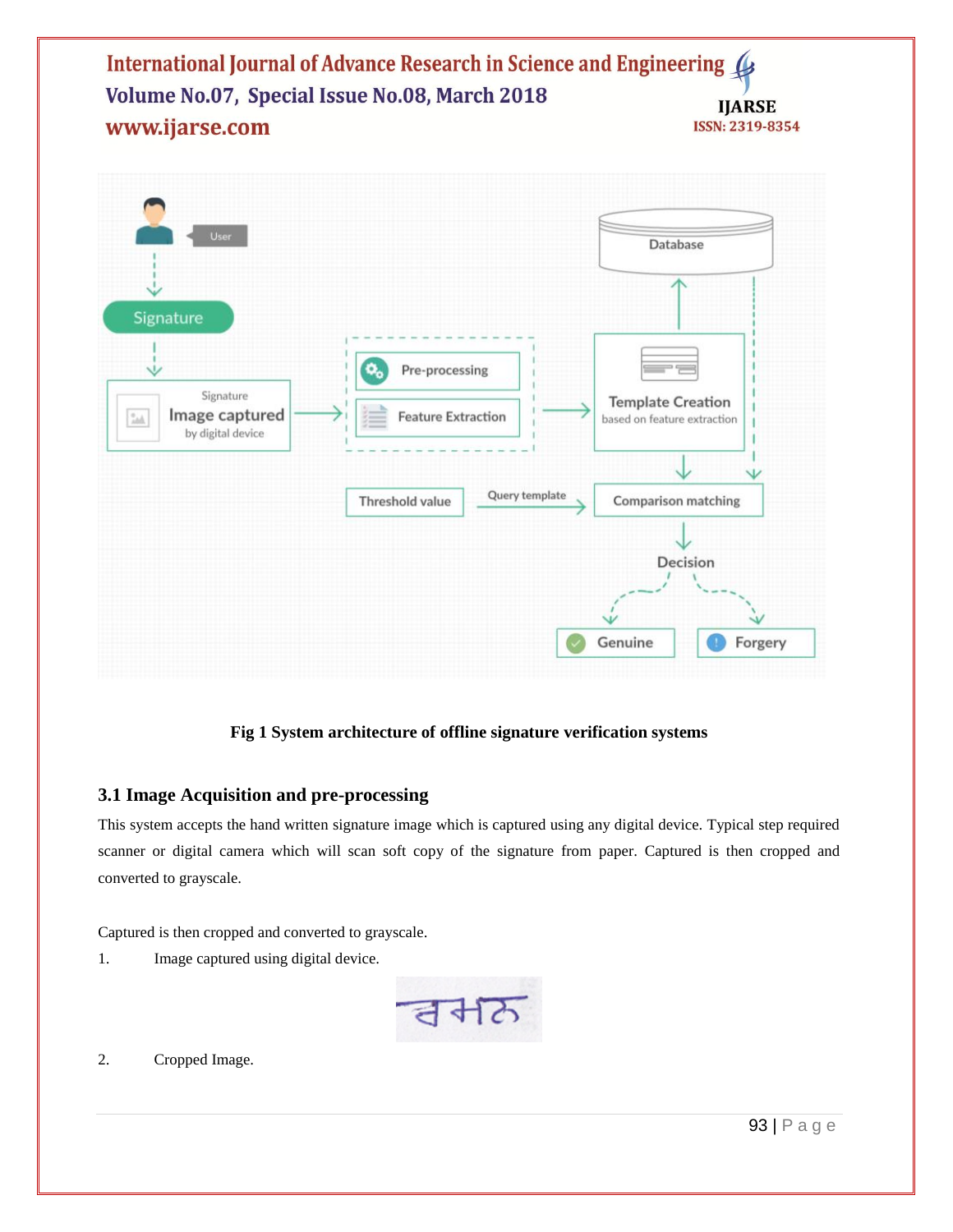Fig 1 System architecture of offline signature verification systems

### 3.1 Image Acquisition and pre-processing

This system accepts the hand written signature image which is captured using any digital device. Typical step required scanner or digital camera which will scan soft copy of the signature from paper. Captured is then cropped and converted to grayscale.

Captured is then cropped and converted to grayscale.

1. Image captured using digital device.

2. Cropped Image.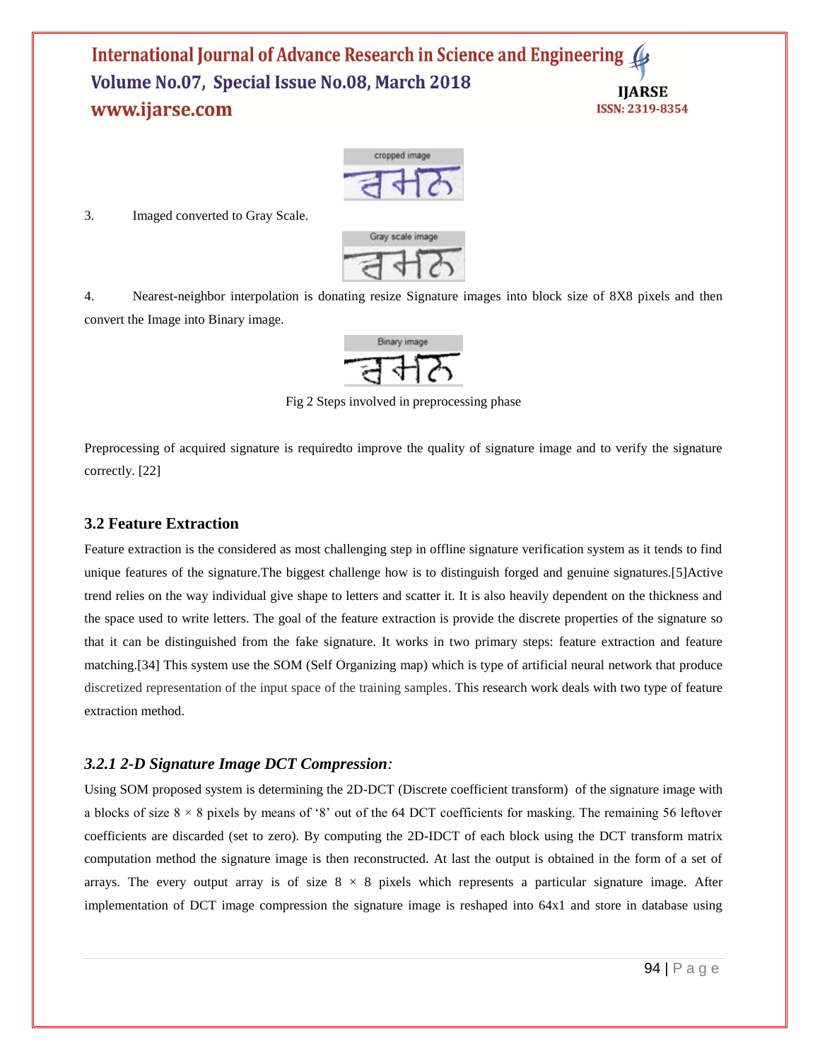3. Imaged converted to Gray Scale.

4. Nearest-neighbor interpolation is donating resize Signature images into block size of 8X8 pixels and then convert the Image into Binary image.

Fig 2 Steps involved in preprocessing phase

Preprocessing of acquired signature is requiredto improve the quality of signature image and to verify the signature correctly. [22]

### 3.2 Feature Extraction

Feature extraction is the considered as most challenging step in offline signature verification system as it tends to find unique features of the signature.The biggest challenge how is to distinguish forged and genuine signatures.[5]Active trend relies on the way individual give shape to letters and scatter it. It is also heavily dependent on the thickness and the space used to write letters. The goal of the feature extraction is provide the discrete properties of the signature so that it can be distinguished from the fake signature. It works in two primary steps: feature extraction and feature matching.[34] This system use the SOM (Self Organizing map) which is type of artificial neural network that produce discretized representation of the input space of the training samples. This research work deals with two type of feature extraction method.

#### *3.2.1 2-D Signature Image DCT Compression:*

Using SOM proposed system is determining the 2D-DCT (Discrete coefficient transform) of the signature image with a blocks of size $8 \times 8$ pixels by means of '8' out of the 64 DCT coefficients for masking. The remaining 56 leftover coefficients are discarded (set to zero). By computing the 2D-IDCT of each block using the DCT transform matrix computation method the signature image is then reconstructed. At last the output is obtained in the form of a set of arrays. The every output array is of size $8 \times 8$ pixels which represents a particular signature image. After implementation of DCT image compression the signature image is reshaped into 64x1 and store in database using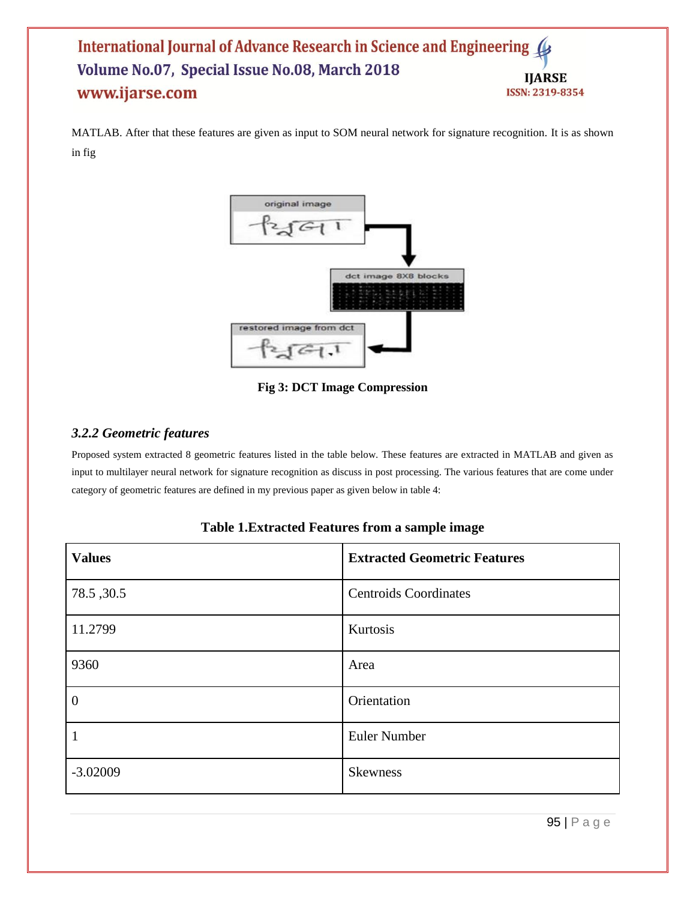MATLAB. After that these features are given as input to SOM neural network for signature recognition. It is as shown in fig

Fig 3: DCT Image Compression

### *3.2.2 Geometric features*

Proposed system extracted 8 geometric features listed in the table below. These features are extracted in MATLAB and given as input to multilayer neural network for signature recognition as discuss in post processing. The various features that are come under category of geometric features are defined in my previous paper as given below in table 4:

**Table 1.Extracted Features from a sample image**

| **Values** | **Extracted Geometric Features** |
|---|---|
| 78.5 ,30.5 | Centroids Coordinates |
| 11.2799 | Kurtosis |
| 9360 | Area |
| 0 | Orientation |
| 1 | Euler Number |
| -3.02009 | Skewness |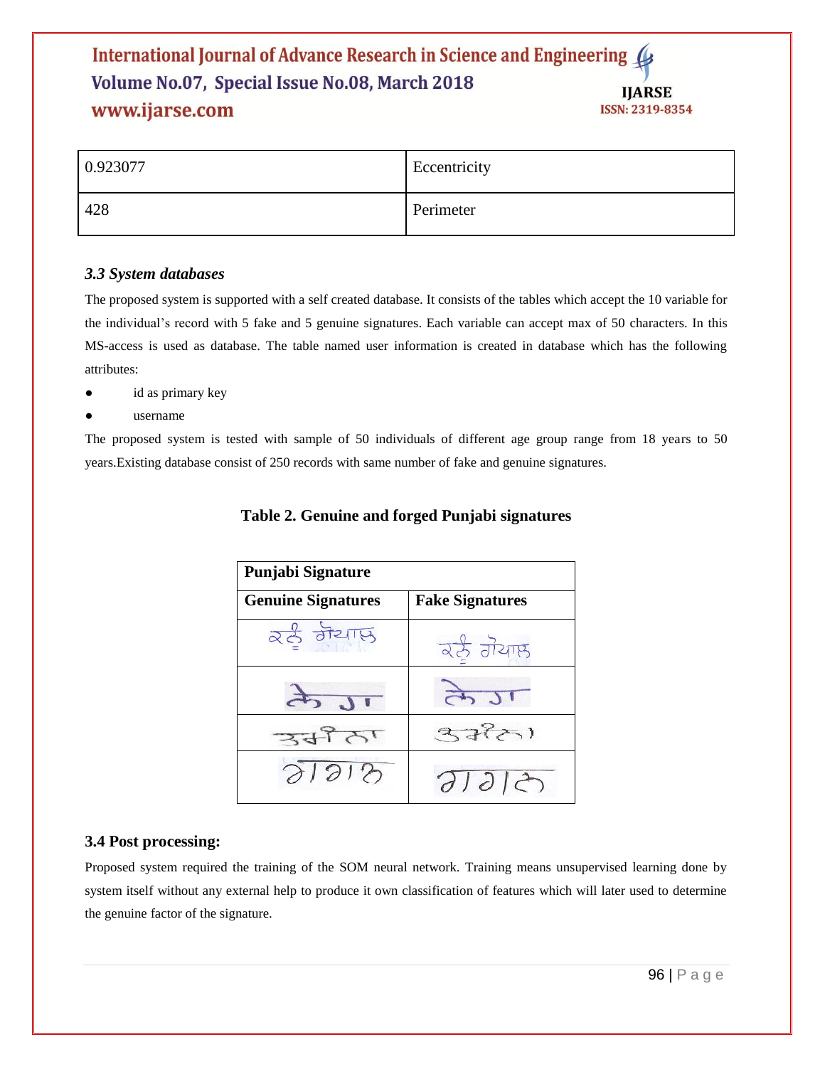| 0.923077 | Eccentricity |
|---|---|
| 428 | Perimeter |

### *3.3 System databases*

The proposed system is supported with a self created database. It consists of the tables which accept the 10 variable for the individual's record with 5 fake and 5 genuine signatures. Each variable can accept max of 50 characters. In this MS-access is used as database. The table named user information is created in database which has the following attributes:

- id as primary key
- username

The proposed system is tested with sample of 50 individuals of different age group range from 18 years to 50 years.Existing database consist of 250 records with same number of fake and genuine signatures.

**Table 2. Genuine and forged Punjabi signatures**

| **Punjabi Signature** | |
|---|---|
| **Genuine Signatures** | **Fake Signatures** |
| | |
| | |
| | |
| | |

### 3.4 Post processing:

Proposed system required the training of the SOM neural network. Training means unsupervised learning done by system itself without any external help to produce it own classification of features which will later used to determine the genuine factor of the signature.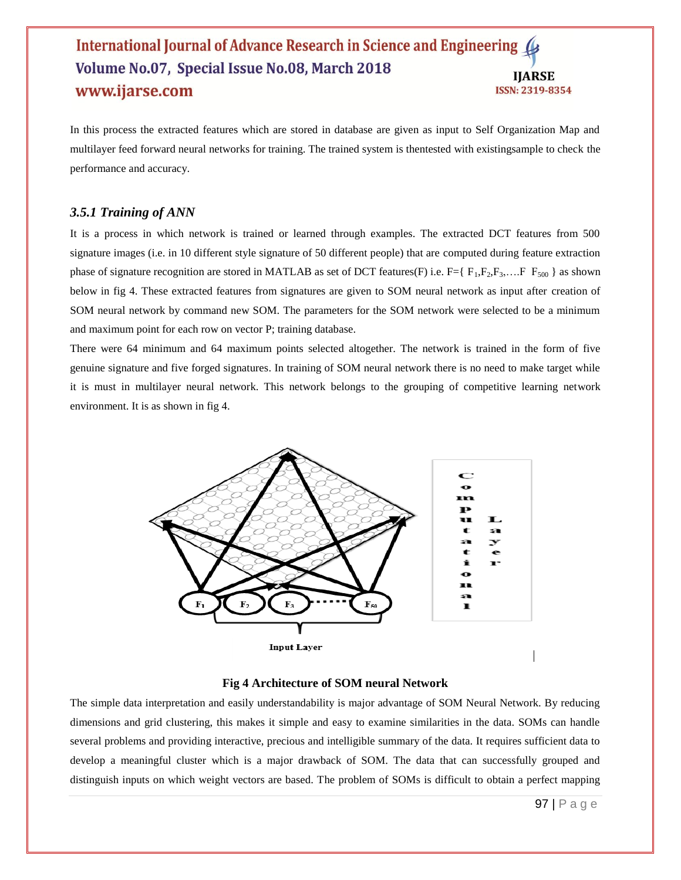In this process the extracted features which are stored in database are given as input to Self Organization Map and multilayer feed forward neural networks for training. The trained system is thentested with existingsample to check the performance and accuracy.

### *3.5.1 Training of ANN*

It is a process in which network is trained or learned through examples. The extracted DCT features from 500 signature images (i.e. in 10 different style signature of 50 different people) that are computed during feature extraction phase of signature recognition are stored in MATLAB as set of DCT features(F) i.e. F={ $F_1$,$F_2$,$F_3$,….F $F_{500}$ } as shown below in fig 4. These extracted features from signatures are given to SOM neural network as input after creation of SOM neural network by command new SOM. The parameters for the SOM network were selected to be a minimum and maximum point for each row on vector P; training database.

There were 64 minimum and 64 maximum points selected altogether. The network is trained in the form of five genuine signature and five forged signatures. In training of SOM neural network there is no need to make target while it is must in multilayer neural network. This network belongs to the grouping of competitive learning network environment. It is as shown in fig 4.

**Fig 4 Architecture of SOM neural Network**

The simple data interpretation and easily understandability is major advantage of SOM Neural Network. By reducing dimensions and grid clustering, this makes it simple and easy to examine similarities in the data. SOMs can handle several problems and providing interactive, precious and intelligible summary of the data. It requires sufficient data to develop a meaningful cluster which is a major drawback of SOM. The data that can successfully grouped and distinguish inputs on which weight vectors are based. The problem of SOMs is difficult to obtain a perfect mapping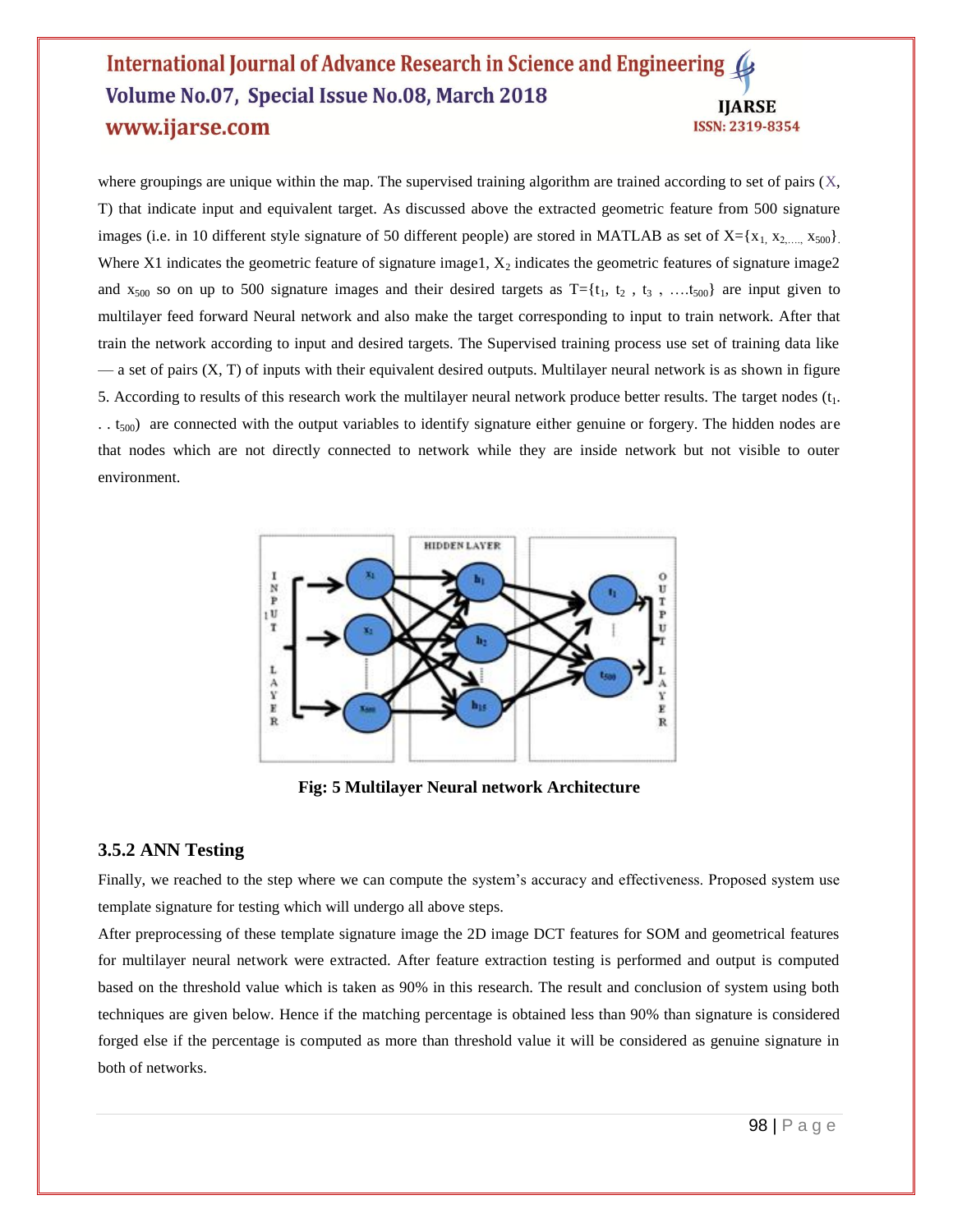where groupings are unique within the map. The supervised training algorithm are trained according to set of pairs (X, T) that indicate input and equivalent target. As discussed above the extracted geometric feature from 500 signature images (i.e. in 10 different style signature of 50 different people) are stored in MATLAB as set of $X=\{x_1, x_2, ..., x_{500}\}$. Where X1 indicates the geometric feature of signature image1, $X_2$ indicates the geometric features of signature image2 and $x_{500}$ so on up to 500 signature images and their desired targets as $T=\{t_1, t_2, t_3, ....t_{500}\}$ are input given to multilayer feed forward Neural network and also make the target corresponding to input to train network. After that train the network according to input and desired targets. The Supervised training process use set of training data like — a set of pairs (X, T) of inputs with their equivalent desired outputs. Multilayer neural network is as shown in figure 5. According to results of this research work the multilayer neural network produce better results. The target nodes ($t_1$. . . $t_{500}$) are connected with the output variables to identify signature either genuine or forgery. The hidden nodes are that nodes which are not directly connected to network while they are inside network but not visible to outer environment.

**Fig: 5 Multilayer Neural network Architecture**

### 3.5.2 ANN Testing

Finally, we reached to the step where we can compute the system's accuracy and effectiveness. Proposed system use template signature for testing which will undergo all above steps.

After preprocessing of these template signature image the 2D image DCT features for SOM and geometrical features for multilayer neural network were extracted. After feature extraction testing is performed and output is computed based on the threshold value which is taken as 90% in this research. The result and conclusion of system using both techniques are given below. Hence if the matching percentage is obtained less than 90% than signature is considered forged else if the percentage is computed as more than threshold value it will be considered as genuine signature in both of networks.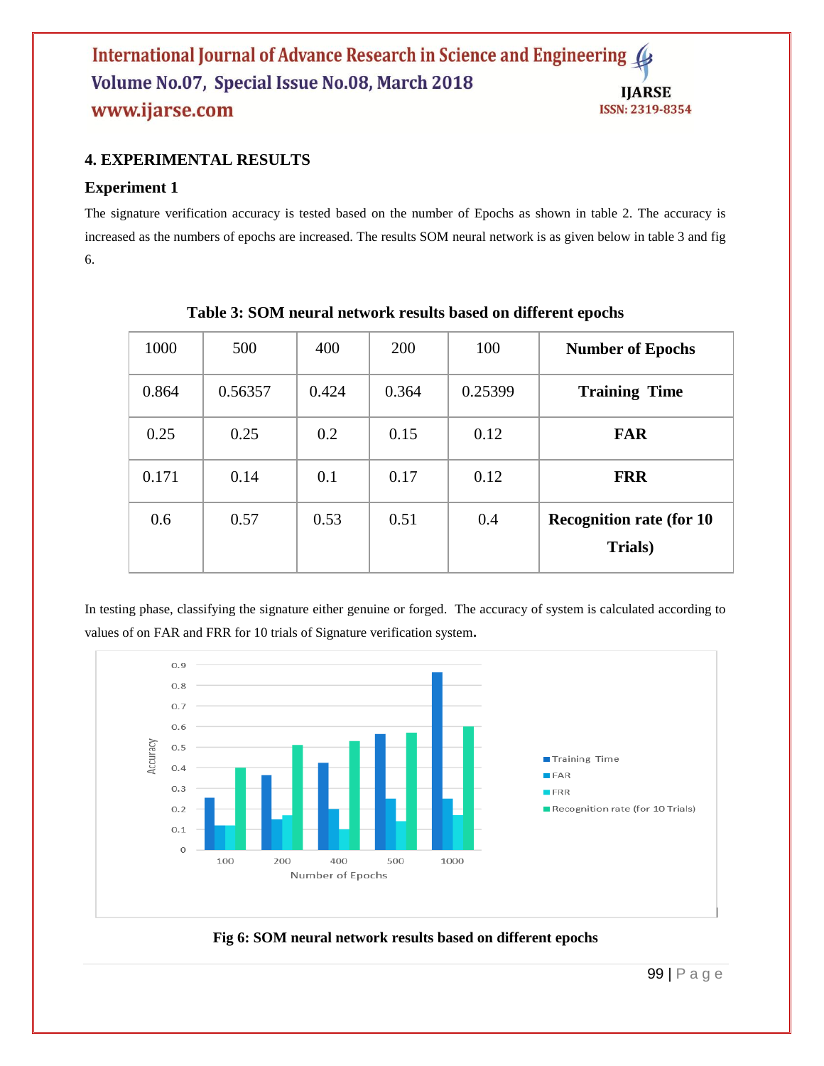## 4. EXPERIMENTAL RESULTS

### Experiment 1

The signature verification accuracy is tested based on the number of Epochs as shown in table 2. The accuracy is increased as the numbers of epochs are increased. The results SOM neural network is as given below in table 3 and fig 6.

**Table 3: SOM neural network results based on different epochs**

| 1000 | 500 | 400 | 200 | 100 | **Number of Epochs** |
|---|---|---|---|---|---|
| 0.864 | 0.56357 | 0.424 | 0.364 | 0.25399 | **Training Time** |
| 0.25 | 0.25 | 0.2 | 0.15 | 0.12 | **FAR** |
| 0.171 | 0.14 | 0.1 | 0.17 | 0.12 | **FRR** |
| 0.6 | 0.57 | 0.53 | 0.51 | 0.4 | **Recognition rate (for 10 Trials)** |

In testing phase, classifying the signature either genuine or forged. The accuracy of system is calculated according to values of on FAR and FRR for 10 trials of Signature verification system**.**

**Fig 6: SOM neural network results based on different epochs**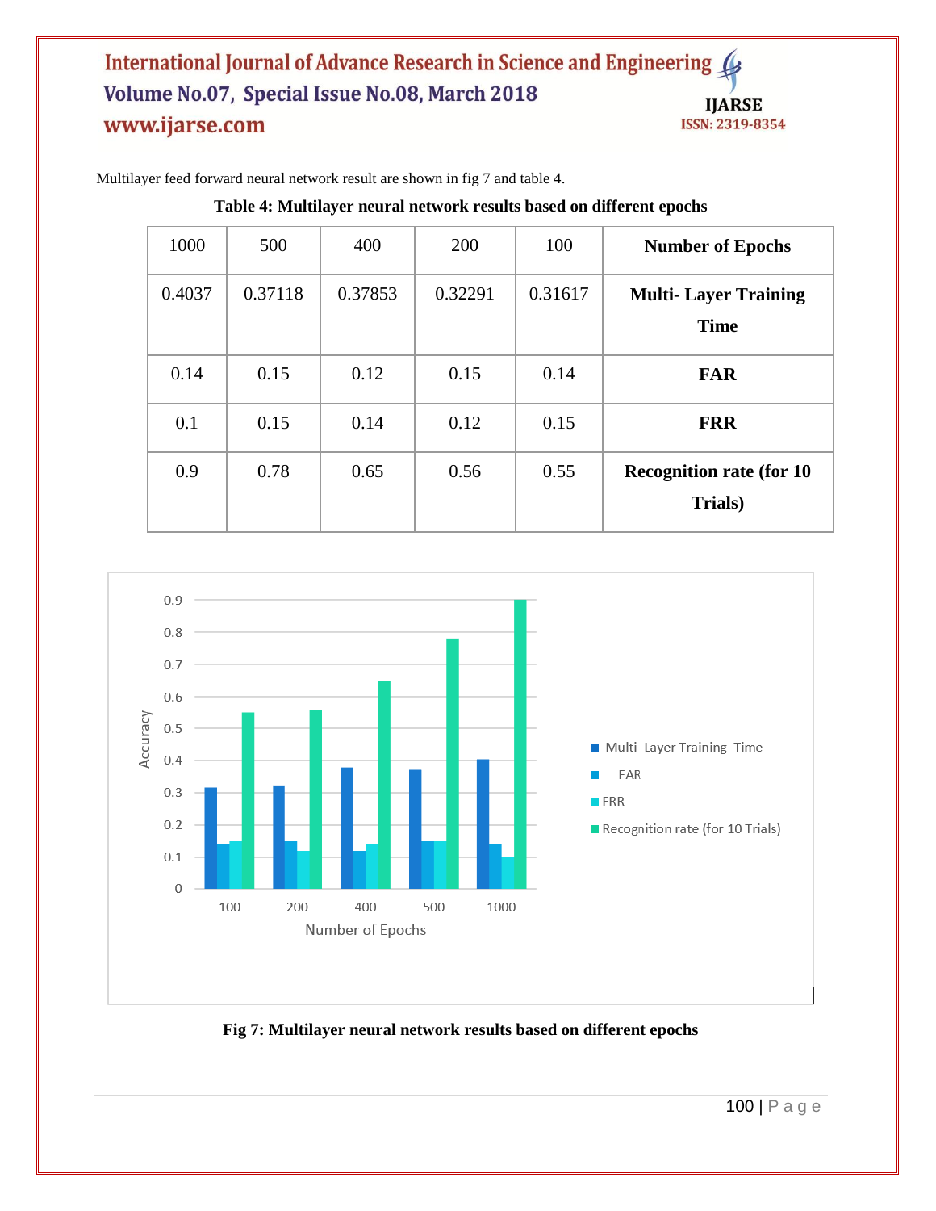Multilayer feed forward neural network result are shown in fig 7 and table 4.

**Table 4: Multilayer neural network results based on different epochs**

| 1000 | 500 | 400 | 200 | 100 | **Number of Epochs** |
|---|---|---|---|---|---|
| 0.4037 | 0.37118 | 0.37853 | 0.32291 | 0.31617 | **Multi- Layer Training Time** |
| 0.14 | 0.15 | 0.12 | 0.15 | 0.14 | **FAR** |
| 0.1 | 0.15 | 0.14 | 0.12 | 0.15 | **FRR** |
| 0.9 | 0.78 | 0.65 | 0.56 | 0.55 | **Recognition rate (for 10 Trials)** |

**Fig 7: Multilayer neural network results based on different epochs**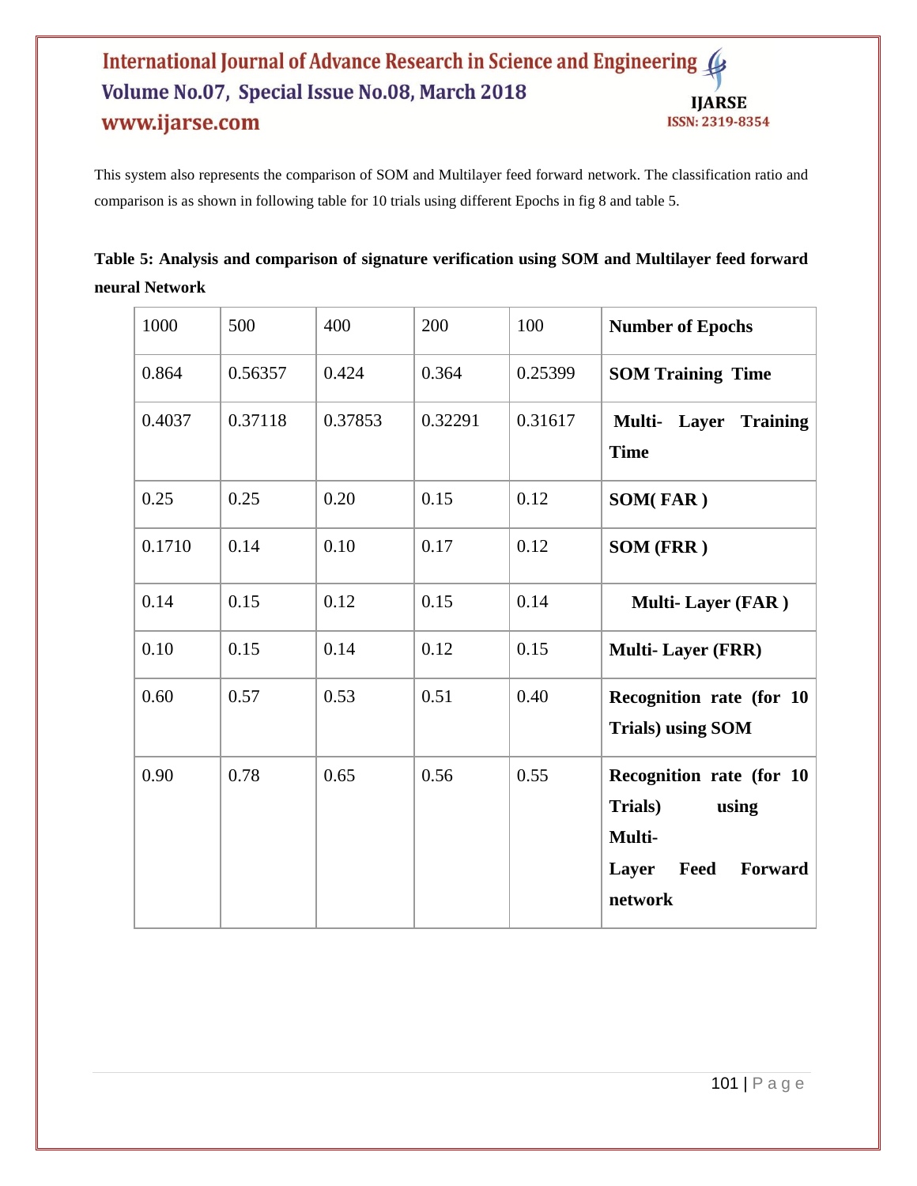This system also represents the comparison of SOM and Multilayer feed forward network. The classification ratio and comparison is as shown in following table for 10 trials using different Epochs in fig 8 and table 5.

**Table 5: Analysis and comparison of signature verification using SOM and Multilayer feed forward neural Network**

| 1000 | 500 | 400 | 200 | 100 | **Number of Epochs** |
|---|---|---|---|---|---|
| 0.864 | 0.56357 | 0.424 | 0.364 | 0.25399 | **SOM Training Time** |
| 0.4037 | 0.37118 | 0.37853 | 0.32291 | 0.31617 | **Multi- Layer Training Time** |
| 0.25 | 0.25 | 0.20 | 0.15 | 0.12 | **SOM( FAR )** |
| 0.1710 | 0.14 | 0.10 | 0.17 | 0.12 | **SOM (FRR )** |
| 0.14 | 0.15 | 0.12 | 0.15 | 0.14 | **Multi- Layer (FAR )** |
| 0.10 | 0.15 | 0.14 | 0.12 | 0.15 | **Multi- Layer (FRR)** |
| 0.60 | 0.57 | 0.53 | 0.51 | 0.40 | **Recognition rate (for 10 Trials) using SOM** |
| 0.90 | 0.78 | 0.65 | 0.56 | 0.55 | **Recognition rate (for 10 Trials) using Multi- Layer Feed Forward network** |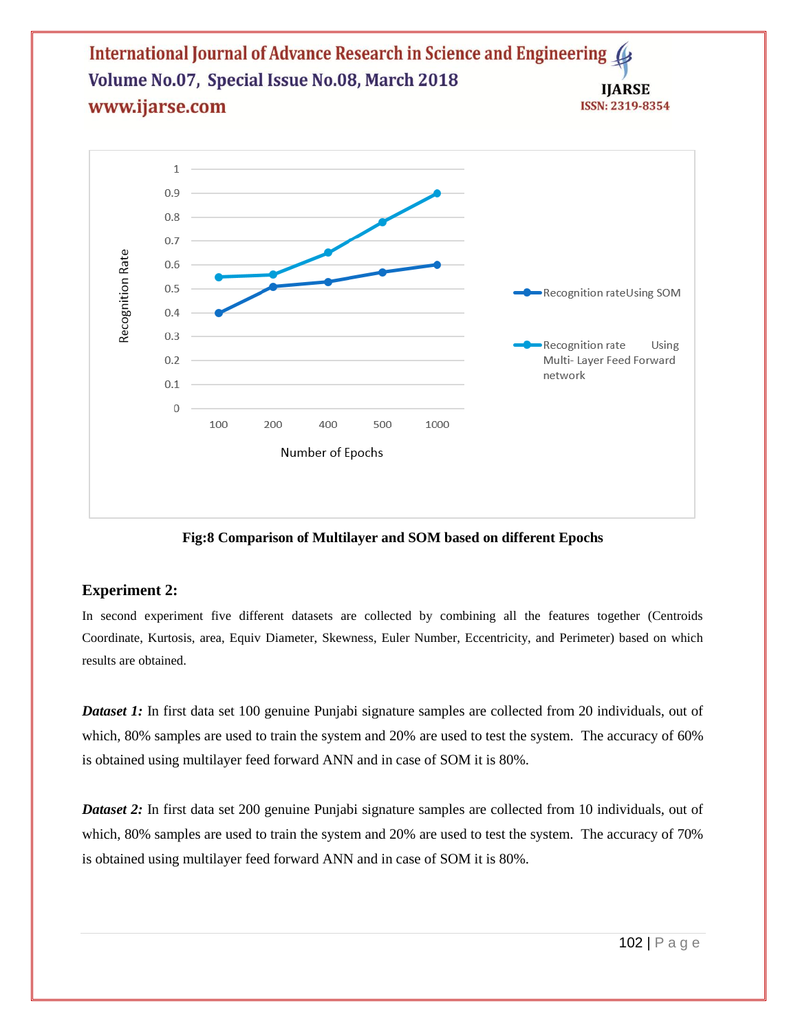Fig:8 Comparison of Multilayer and SOM based on different Epochs

### Experiment 2:

In second experiment five different datasets are collected by combining all the features together (Centroids Coordinate, Kurtosis, area, Equiv Diameter, Skewness, Euler Number, Eccentricity, and Perimeter) based on which results are obtained.

***Dataset 1:*** In first data set 100 genuine Punjabi signature samples are collected from 20 individuals, out of which, 80% samples are used to train the system and 20% are used to test the system. The accuracy of 60% is obtained using multilayer feed forward ANN and in case of SOM it is 80%.

***Dataset 2:*** In first data set 200 genuine Punjabi signature samples are collected from 10 individuals, out of which, 80% samples are used to train the system and 20% are used to test the system. The accuracy of 70% is obtained using multilayer feed forward ANN and in case of SOM it is 80%.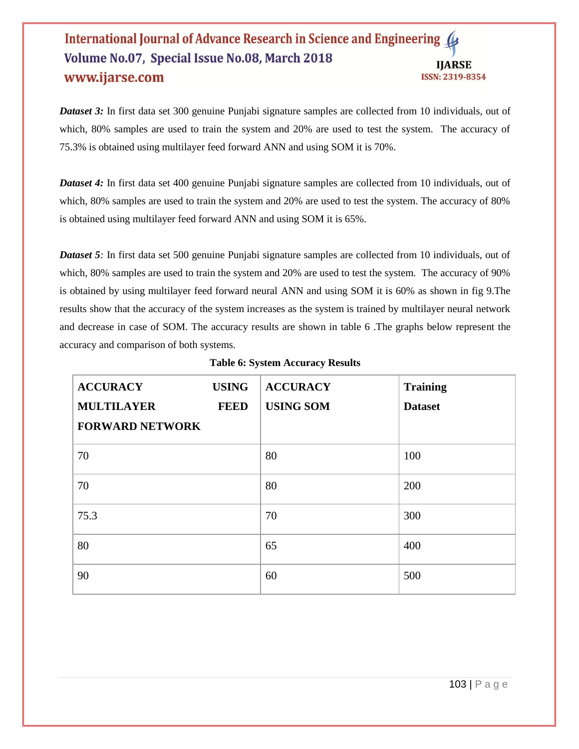***Dataset 3:*** In first data set 300 genuine Punjabi signature samples are collected from 10 individuals, out of which, 80% samples are used to train the system and 20% are used to test the system. The accuracy of 75.3% is obtained using multilayer feed forward ANN and using SOM it is 70%.

***Dataset 4:*** In first data set 400 genuine Punjabi signature samples are collected from 10 individuals, out of which, 80% samples are used to train the system and 20% are used to test the system. The accuracy of 80% is obtained using multilayer feed forward ANN and using SOM it is 65%.

***Dataset 5**:* In first data set 500 genuine Punjabi signature samples are collected from 10 individuals, out of which, 80% samples are used to train the system and 20% are used to test the system. The accuracy of 90% is obtained by using multilayer feed forward neural ANN and using SOM it is 60% as shown in fig 9.The results show that the accuracy of the system increases as the system is trained by multilayer neural network and decrease in case of SOM. The accuracy results are shown in table 6 .The graphs below represent the accuracy and comparison of both systems.

**Table 6: System Accuracy Results**

| ACCURACY USING MULTILAYER FEED FORWARD NETWORK | ACCURACY USING SOM | Training Dataset |
|---|---|---|
| 70 | 80 | 100 |
| 70 | 80 | 200 |
| 75.3 | 70 | 300 |
| 80 | 65 | 400 |
| 90 | 60 | 500 |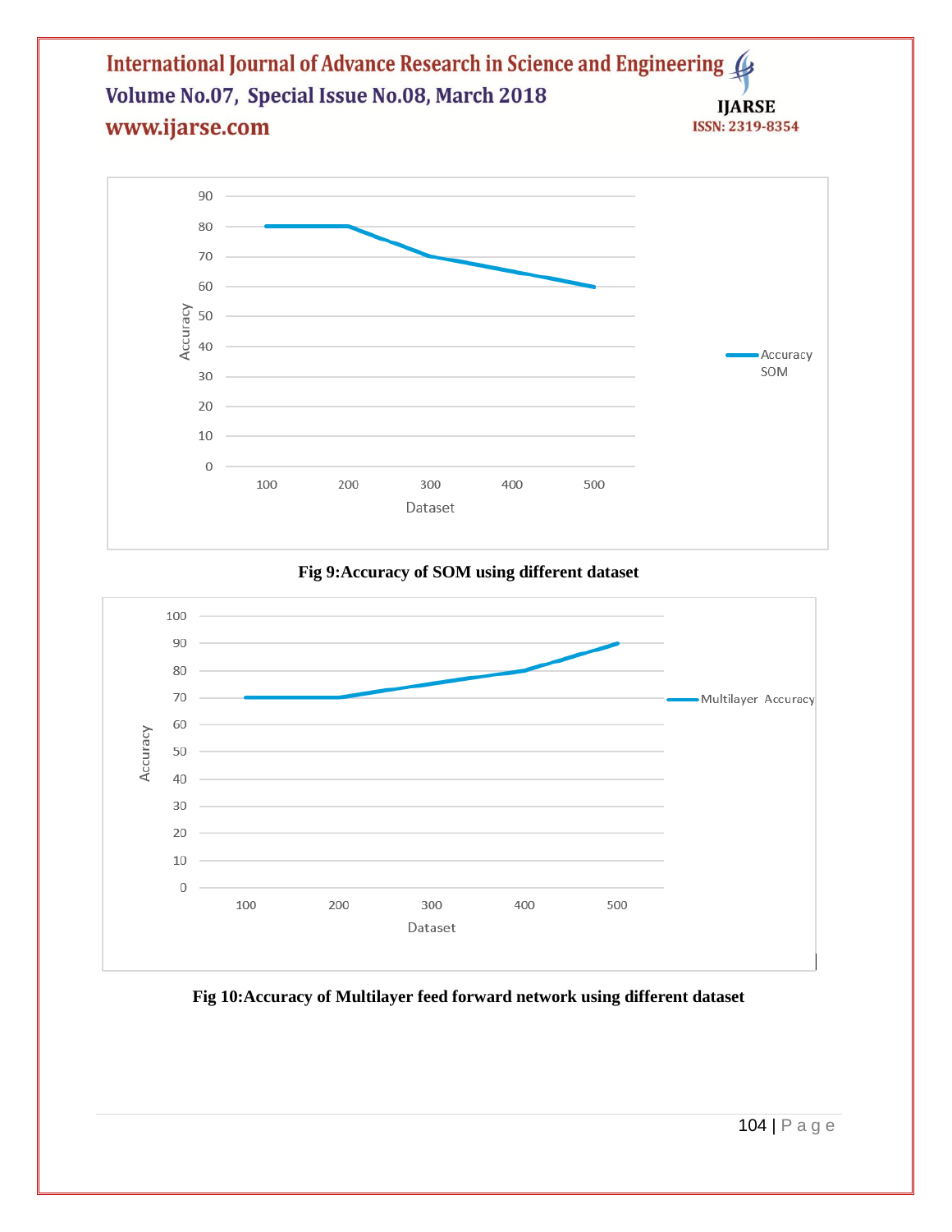Fig 9:Accuracy of SOM using different dataset

Fig 10:Accuracy of Multilayer feed forward network using different dataset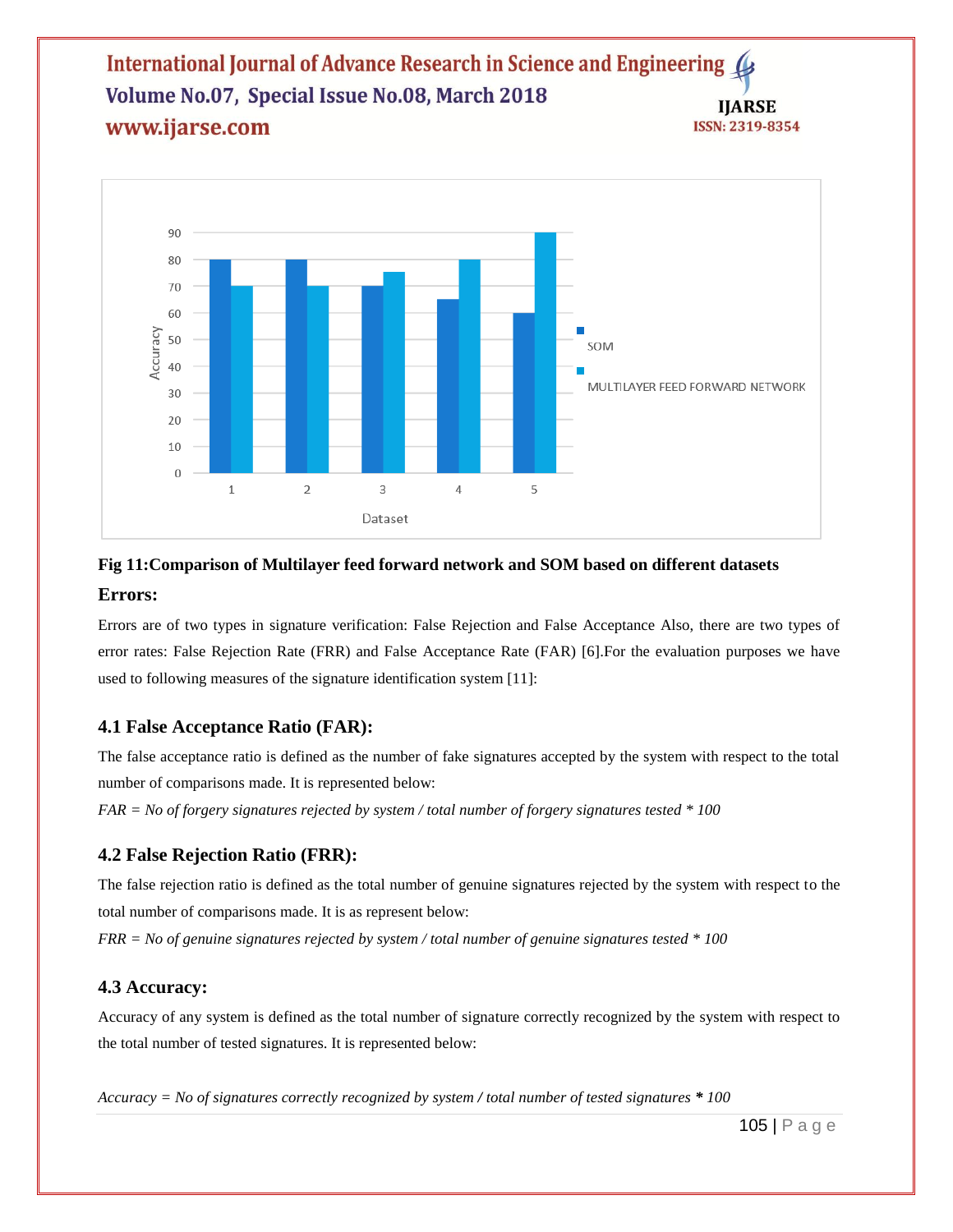**Fig 11:Comparison of Multilayer feed forward network and SOM based on different datasets**

### Errors:

Errors are of two types in signature verification: False Rejection and False Acceptance Also, there are two types of error rates: False Rejection Rate (FRR) and False Acceptance Rate (FAR) [6].For the evaluation purposes we have used to following measures of the signature identification system [11]:

### 4.1 False Acceptance Ratio (FAR):

The false acceptance ratio is defined as the number of fake signatures accepted by the system with respect to the total number of comparisons made. It is represented below:

*FAR = No of forgery signatures rejected by system / total number of forgery signatures tested * 100*

### 4.2 False Rejection Ratio (FRR):

The false rejection ratio is defined as the total number of genuine signatures rejected by the system with respect to the total number of comparisons made. It is as represent below:

*FRR = No of genuine signatures rejected by system / total number of genuine signatures tested * 100*

### 4.3 Accuracy:

Accuracy of any system is defined as the total number of signature correctly recognized by the system with respect to the total number of tested signatures. It is represented below:

*Accuracy = No of signatures correctly recognized by system / total number of tested signatures * 100*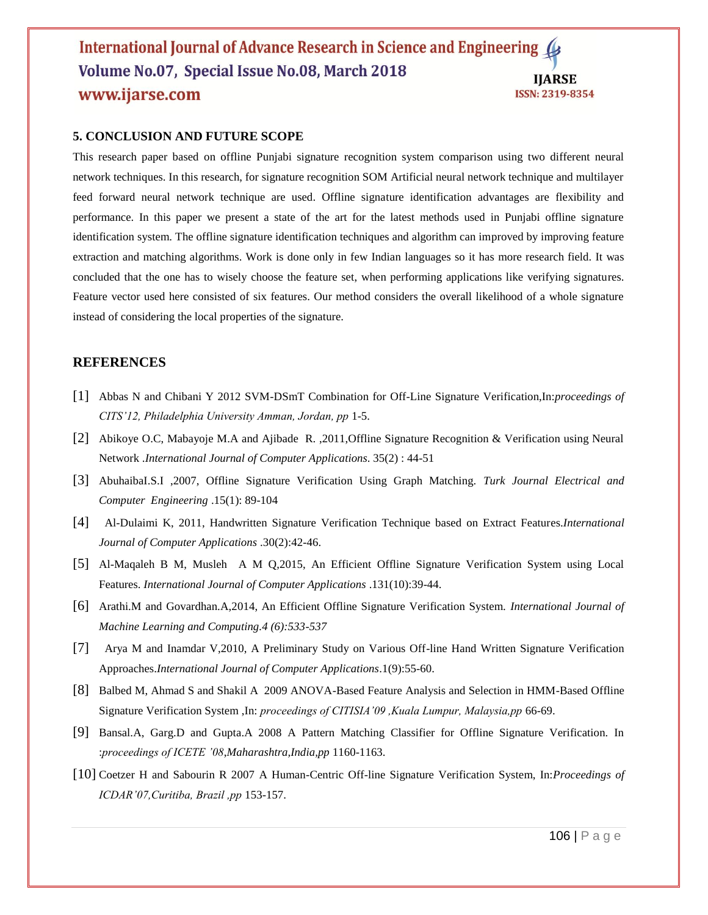## 5. CONCLUSION AND FUTURE SCOPE

This research paper based on offline Punjabi signature recognition system comparison using two different neural network techniques. In this research, for signature recognition SOM Artificial neural network technique and multilayer feed forward neural network technique are used. Offline signature identification advantages are flexibility and performance. In this paper we present a state of the art for the latest methods used in Punjabi offline signature identification system. The offline signature identification techniques and algorithm can improved by improving feature extraction and matching algorithms. Work is done only in few Indian languages so it has more research field. It was concluded that the one has to wisely choose the feature set, when performing applications like verifying signatures. Feature vector used here consisted of six features. Our method considers the overall likelihood of a whole signature instead of considering the local properties of the signature.

## REFERENCES

[1] Abbas N and Chibani Y 2012 SVM-DSmT Combination for Off-Line Signature Verification,In:*proceedings of CITS'12, Philadelphia University Amman, Jordan, pp* 1-5.

[2] Abikoye O.C, Mabayoje M.A and Ajibade R. ,2011,Offline Signature Recognition & Verification using Neural Network .*International Journal of Computer Applications*. 35(2) : 44-51

[3] AbuhaibaI.S.I ,2007, Offline Signature Verification Using Graph Matching. *Turk Journal Electrical and Computer Engineering* .15(1): 89-104

[4] Al-Dulaimi K, 2011, Handwritten Signature Verification Technique based on Extract Features.*International Journal of Computer Applications* .30(2):42-46.

[5] Al-Maqaleh B M, Musleh A M Q,2015, An Efficient Offline Signature Verification System using Local Features. *International Journal of Computer Applications* .131(10):39-44.

[6] Arathi.M and Govardhan.A,2014, An Efficient Offline Signature Verification System. *International Journal of Machine Learning and Computing.4 (6):533-537*

[7] Arya M and Inamdar V,2010, A Preliminary Study on Various Off-line Hand Written Signature Verification Approaches.*International Journal of Computer Applications*.1(9):55-60.

[8] Balbed M, Ahmad S and Shakil A 2009 ANOVA-Based Feature Analysis and Selection in HMM-Based Offline Signature Verification System ,In: *proceedings of CITISIA'09 ,Kuala Lumpur, Malaysia,pp* 66-69.

[9] Bansal.A, Garg.D and Gupta.A 2008 A Pattern Matching Classifier for Offline Signature Verification. In :*proceedings of ICETE '08,Maharashtra,India,pp* 1160-1163.

[10] Coetzer H and Sabourin R 2007 A Human-Centric Off-line Signature Verification System, In:*Proceedings of ICDAR'07,Curitiba, Brazil ,pp* 153-157.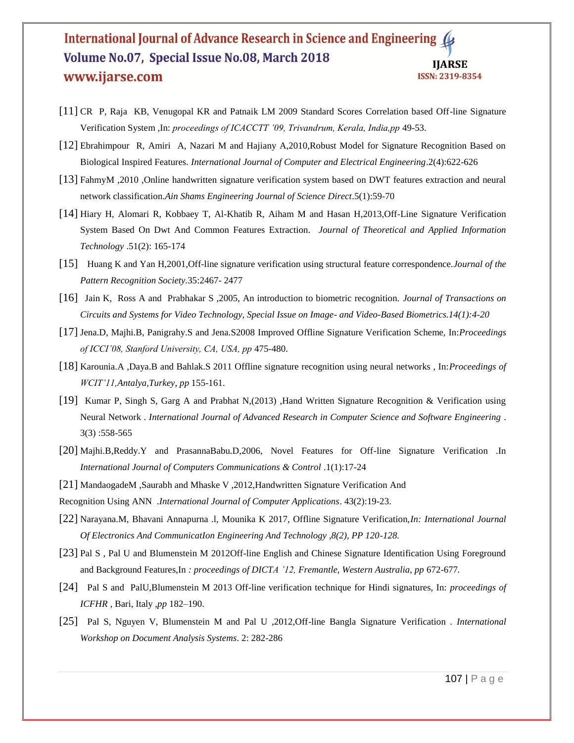[11] CR P, Raja KB, Venugopal KR and Patnaik LM 2009 Standard Scores Correlation based Off-line Signature Verification System ,In: *proceedings of ICACCTT '09, Trivandrum, Kerala, India,pp* 49-53.

[12] Ebrahimpour R, Amiri A, Nazari M and Hajiany A,2010,Robust Model for Signature Recognition Based on Biological Inspired Features. *International Journal of Computer and Electrical Engineering*.2(4):622-626

[13] FahmyM ,2010 ,Online handwritten signature verification system based on DWT features extraction and neural network classification.*Ain Shams Engineering Journal of Science Direct*.5(1):59-70

[14] Hiary H, Alomari R, Kobbaey T, Al-Khatib R, Aiham M and Hasan H,2013,Off-Line Signature Verification System Based On Dwt And Common Features Extraction. *Journal of Theoretical and Applied Information Technology* .51(2): 165-174

[15] Huang K and Yan H,2001,Off-line signature verification using structural feature correspondence.*Journal of the Pattern Recognition Society*.35:2467- 2477

[16] Jain K, Ross A and Prabhakar S ,2005, An introduction to biometric recognition. *Journal of Transactions on Circuits and Systems for Video Technology, Special Issue on Image- and Video-Based Biometrics.14(1):4-20*

[17] Jena.D, Majhi.B, Panigrahy.S and Jena.S2008 Improved Offline Signature Verification Scheme, In:*Proceedings of ICCI'08, Stanford University, CA, USA, pp* 475-480.

[18] Karounia.A ,Daya.B and Bahlak.S 2011 Offline signature recognition using neural networks , In:*Proceedings of WCIT'11,Antalya,Turkey, pp* 155-161.

[19] Kumar P, Singh S, Garg A and Prabhat N,(2013) ,Hand Written Signature Recognition & Verification using Neural Network . *International Journal of Advanced Research in Computer Science and Software Engineering* . 3(3) :558-565

[20] Majhi.B,Reddy.Y and PrasannaBabu.D,2006, Novel Features for Off-line Signature Verification .In *International Journal of Computers Communications & Control* .1(1):17-24

[21] MandaogadeM ,Saurabh and Mhaske V ,2012,Handwritten Signature Verification And Recognition Using ANN .*International Journal of Computer Applications*. 43(2):19-23.

[22] Narayana.M, Bhavani Annapurna .l, Mounika K 2017, Offline Signature Verification,*In: International Journal Of Electronics And CommunicatIon Engineering And Technology ,8(2), PP 120-128.*

[23] Pal S , Pal U and Blumenstein M 2012Off-line English and Chinese Signature Identification Using Foreground and Background Features,In *: proceedings of DICTA '12, Fremantle, Western Australia, pp* 672-677.

[24] Pal S and PalU,Blumenstein M 2013 Off-line verification technique for Hindi signatures, In: *proceedings of ICFHR* , Bari, Italy ,*pp* 182–190.

[25] Pal S, Nguyen V, Blumenstein M and Pal U ,2012,Off-line Bangla Signature Verification . *International Workshop on Document Analysis Systems*. 2: 282-286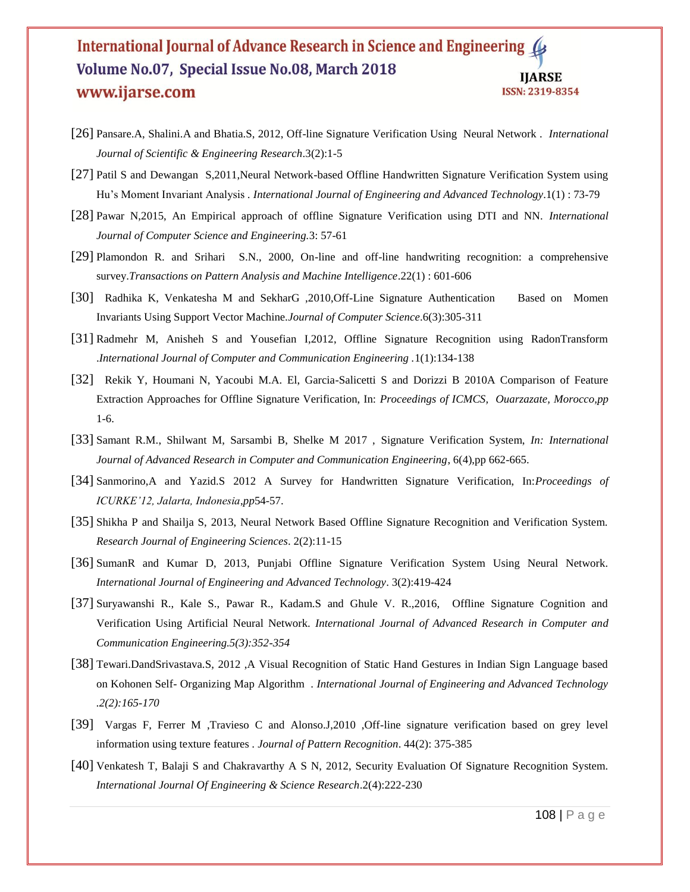[26] Pansare.A, Shalini.A and Bhatia.S, 2012, Off-line Signature Verification Using Neural Network . *International Journal of Scientific & Engineering Research*.3(2):1-5

[27] Patil S and Dewangan S,2011,Neural Network-based Offline Handwritten Signature Verification System using Hu's Moment Invariant Analysis . *International Journal of Engineering and Advanced Technology*.1(1) : 73-79

[28] Pawar N,2015, An Empirical approach of offline Signature Verification using DTI and NN. *International Journal of Computer Science and Engineering*.3: 57-61

[29] Plamondon R. and Srihari S.N., 2000, On-line and off-line handwriting recognition: a comprehensive survey.*Transactions on Pattern Analysis and Machine Intelligence*.22(1) : 601-606

[30] Radhika K, Venkatesha M and SekharG ,2010,Off-Line Signature Authentication Based on Momen Invariants Using Support Vector Machine.*Journal of Computer Science*.6(3):305-311

[31] Radmehr M, Anisheh S and Yousefian I,2012, Offline Signature Recognition using RadonTransform .*International Journal of Computer and Communication Engineering* .1(1):134-138

[32] Rekik Y, Houmani N, Yacoubi M.A. El, Garcia-Salicetti S and Dorizzi B 2010A Comparison of Feature Extraction Approaches for Offline Signature Verification, In: *Proceedings of ICMCS, Ouarzazate, Morocco,pp* 1-6.

[33] Samant R.M., Shilwant M, Sarsambi B, Shelke M 2017 , Signature Verification System, *In: International Journal of Advanced Research in Computer and Communication Engineering*, 6(4),pp 662-665.

[34] Sanmorino,A and Yazid.S 2012 A Survey for Handwritten Signature Verification, In:*Proceedings of ICURKE'12, Jalarta, Indonesia*,*pp*54-57.

[35] Shikha P and Shailja S, 2013, Neural Network Based Offline Signature Recognition and Verification System. *Research Journal of Engineering Sciences*. 2(2):11-15

[36] SumanR and Kumar D, 2013, Punjabi Offline Signature Verification System Using Neural Network. *International Journal of Engineering and Advanced Technology*. 3(2):419-424

[37] Suryawanshi R., Kale S., Pawar R., Kadam.S and Ghule V. R.,2016, Offline Signature Cognition and Verification Using Artificial Neural Network. *International Journal of Advanced Research in Computer and Communication Engineering.5(3):352-354*

[38] Tewari.DandSrivastava.S, 2012 ,A Visual Recognition of Static Hand Gestures in Indian Sign Language based on Kohonen Self- Organizing Map Algorithm . *International Journal of Engineering and Advanced Technology .2(2):165-170*

[39] Vargas F, Ferrer M ,Travieso C and Alonso.J,2010 ,Off-line signature verification based on grey level information using texture features . *Journal of Pattern Recognition*. 44(2): 375-385

[40] Venkatesh T, Balaji S and Chakravarthy A S N, 2012, Security Evaluation Of Signature Recognition System. *International Journal Of Engineering & Science Research*.2(4):222-230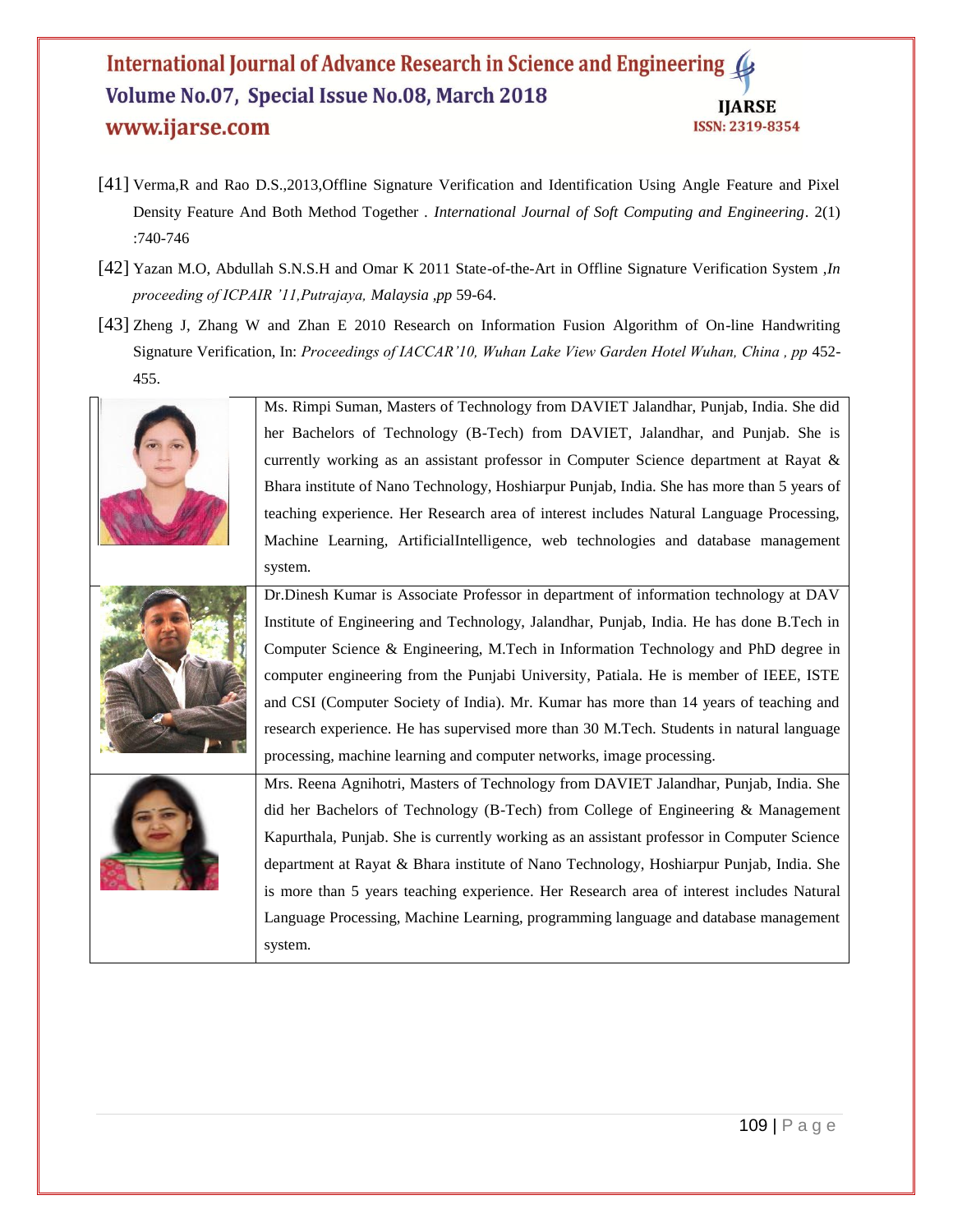[41] Verma,R and Rao D.S.,2013,Offline Signature Verification and Identification Using Angle Feature and Pixel Density Feature And Both Method Together . *International Journal of Soft Computing and Engineering*. 2(1) :740-746

[42] Yazan M.O, Abdullah S.N.S.H and Omar K 2011 State-of-the-Art in Offline Signature Verification System ,*In proceeding of ICPAIR '11,Putrajaya, Malaysia ,pp* 59-64.

[43] Zheng J, Zhang W and Zhan E 2010 Research on Information Fusion Algorithm of On-line Handwriting Signature Verification, In: *Proceedings of IACCAR'10, Wuhan Lake View Garden Hotel Wuhan, China , pp* 452-455.

Ms. Rimpi Suman, Masters of Technology from DAVIET Jalandhar, Punjab, India. She did her Bachelors of Technology (B-Tech) from DAVIET, Jalandhar, and Punjab. She is currently working as an assistant professor in Computer Science department at Rayat & Bhara institute of Nano Technology, Hoshiarpur Punjab, India. She has more than 5 years of teaching experience. Her Research area of interest includes Natural Language Processing, Machine Learning, ArtificialIntelligence, web technologies and database management system.

Dr.Dinesh Kumar is Associate Professor in department of information technology at DAV Institute of Engineering and Technology, Jalandhar, Punjab, India. He has done B.Tech in Computer Science & Engineering, M.Tech in Information Technology and PhD degree in computer engineering from the Punjabi University, Patiala. He is member of IEEE, ISTE and CSI (Computer Society of India). Mr. Kumar has more than 14 years of teaching and research experience. He has supervised more than 30 M.Tech. Students in natural language processing, machine learning and computer networks, image processing.

Mrs. Reena Agnihotri, Masters of Technology from DAVIET Jalandhar, Punjab, India. She did her Bachelors of Technology (B-Tech) from College of Engineering & Management Kapurthala, Punjab. She is currently working as an assistant professor in Computer Science department at Rayat & Bhara institute of Nano Technology, Hoshiarpur Punjab, India. She is more than 5 years teaching experience. Her Research area of interest includes Natural Language Processing, Machine Learning, programming language and database management system.